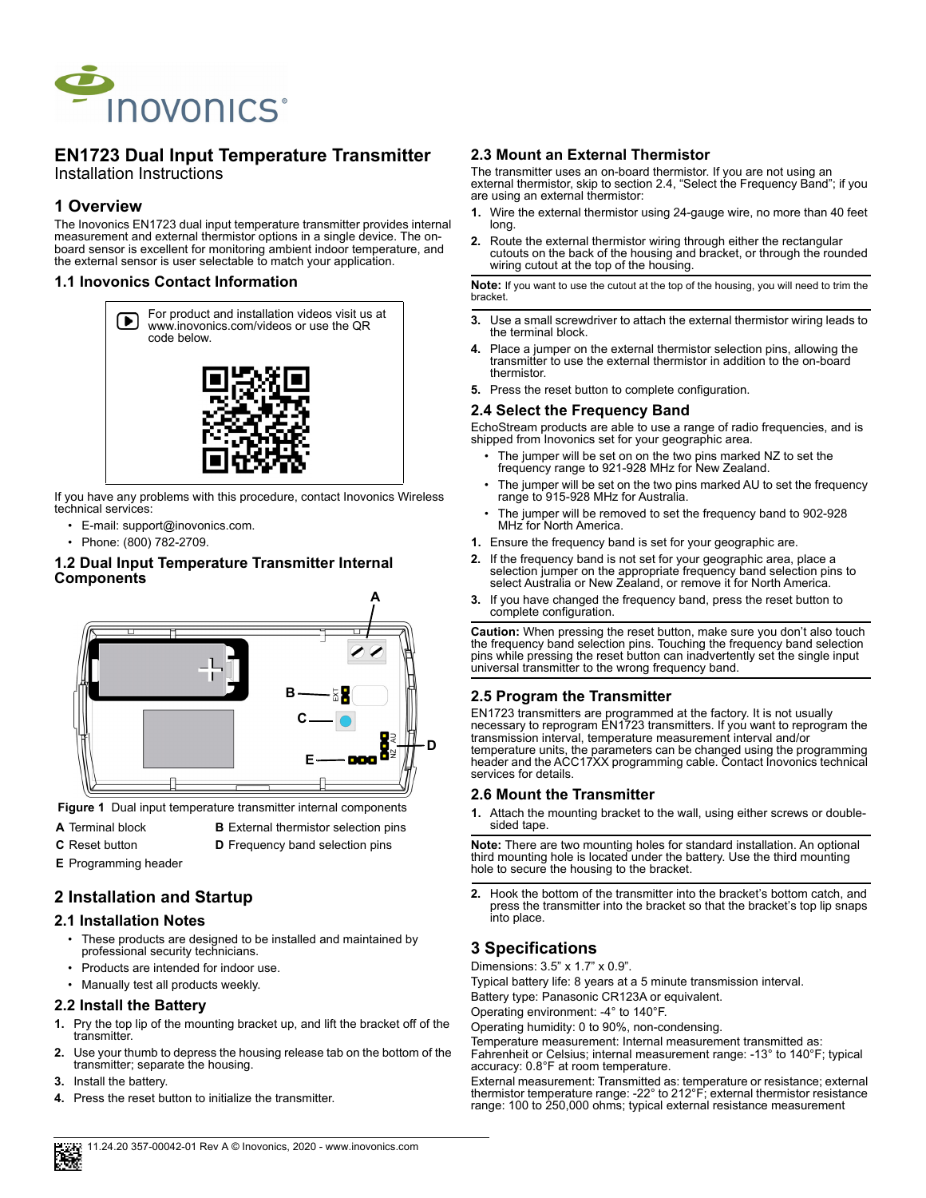# EN1723 Dual Input Temperature Transmitter

Installation Instructions

## 1 Overview

The Inovonics EN1723 dual input temperature transmitter provides internal measurement and external thermistor options in a single device. The on-board sensor is excellent for monitoring ambient indoor temperature, and the external sensor is user selectable to match your application.

### 1.1 Inovonics Contact Information

For product and installation videos visit us at www.inovonics.com/videos or use the QR code below.

If you have any problems with this procedure, contact Inovonics Wireless technical services:

- E-mail: support@inovonics.com.
- Phone: (800) 782-2709.

### 1.2 Dual Input Temperature Transmitter Internal Components

A

B

C

D

E

EXT

AU

NZ

**Figure 1** Dual input temperature transmitter internal components

**A** Terminal block

**B** External thermistor selection pins

**C** Reset button

**D** Frequency band selection pins

**E** Programming header

## 2 Installation and Startup

### 2.1 Installation Notes

- These products are designed to be installed and maintained by professional security technicians.
- Products are intended for indoor use.
- Manually test all products weekly.

### 2.2 Install the Battery

1. Pry the top lip of the mounting bracket up, and lift the bracket off of the transmitter.
2. Use your thumb to depress the housing release tab on the bottom of the transmitter; separate the housing.
3. Install the battery.
4. Press the reset button to initialize the transmitter.

### 2.3 Mount an External Thermistor

The transmitter uses an on-board thermistor. If you are not using an external thermistor, skip to section 2.4, "Select the Frequency Band"; if you are using an external thermistor:

1. Wire the external thermistor using 24-gauge wire, no more than 40 feet long.
2. Route the external thermistor wiring through either the rectangular cutouts on the back of the housing and bracket, or through the rounded wiring cutout at the top of the housing.

**Note:** If you want to use the cutout at the top of the housing, you will need to trim the bracket.

3. Use a small screwdriver to attach the external thermistor wiring leads to the terminal block.
4. Place a jumper on the external thermistor selection pins, allowing the transmitter to use the external thermistor in addition to the on-board thermistor.
5. Press the reset button to complete configuration.

### 2.4 Select the Frequency Band

EchoStream products are able to use a range of radio frequencies, and is shipped from Inovonics set for your geographic area.

- The jumper will be set on on the two pins marked NZ to set the frequency range to 921-928 MHz for New Zealand.
- The jumper will be set on the two pins marked AU to set the frequency range to 915-928 MHz for Australia.
- The jumper will be removed to set the frequency band to 902-928 MHz for North America.

1. Ensure the frequency band is set for your geographic are.
2. If the frequency band is not set for your geographic area, place a selection jumper on the appropriate frequency band selection pins to select Australia or New Zealand, or remove it for North America.
3. If you have changed the frequency band, press the reset button to complete configuration.

**Caution:** When pressing the reset button, make sure you don't also touch the frequency band selection pins. Touching the frequency band selection pins while pressing the reset button can inadvertently set the single input universal transmitter to the wrong frequency band.

### 2.5 Program the Transmitter

EN1723 transmitters are programmed at the factory. It is not usually necessary to reprogram EN1723 transmitters. If you want to reprogram the transmission interval, temperature measurement interval and/or temperature units, the parameters can be changed using the programming header and the ACC17XX programming cable. Contact Inovonics technical services for details.

### 2.6 Mount the Transmitter

1. Attach the mounting bracket to the wall, using either screws or double-sided tape.

**Note:** There are two mounting holes for standard installation. An optional third mounting hole is located under the battery. Use the third mounting hole to secure the housing to the bracket.

2. Hook the bottom of the transmitter into the bracket's bottom catch, and press the transmitter into the bracket so that the bracket's top lip snaps into place.

## 3 Specifications

Dimensions: 3.5" x 1.7" x 0.9".

Typical battery life: 8 years at a 5 minute transmission interval.

Battery type: Panasonic CR123A or equivalent.

Operating environment: -4° to 140°F.

Operating humidity: 0 to 90%, non-condensing.

Temperature measurement: Internal measurement transmitted as: Fahrenheit or Celsius; internal measurement range: -13° to 140°F; typical accuracy: 0.8°F at room temperature.

External measurement: Transmitted as: temperature or resistance; external thermistor temperature range: -22° to 212°F; external thermistor resistance range: 100 to 250,000 ohms; typical external resistance measurement

11.24.20 357-00042-01 Rev A © Inovonics, 2020 - www.inovonics.com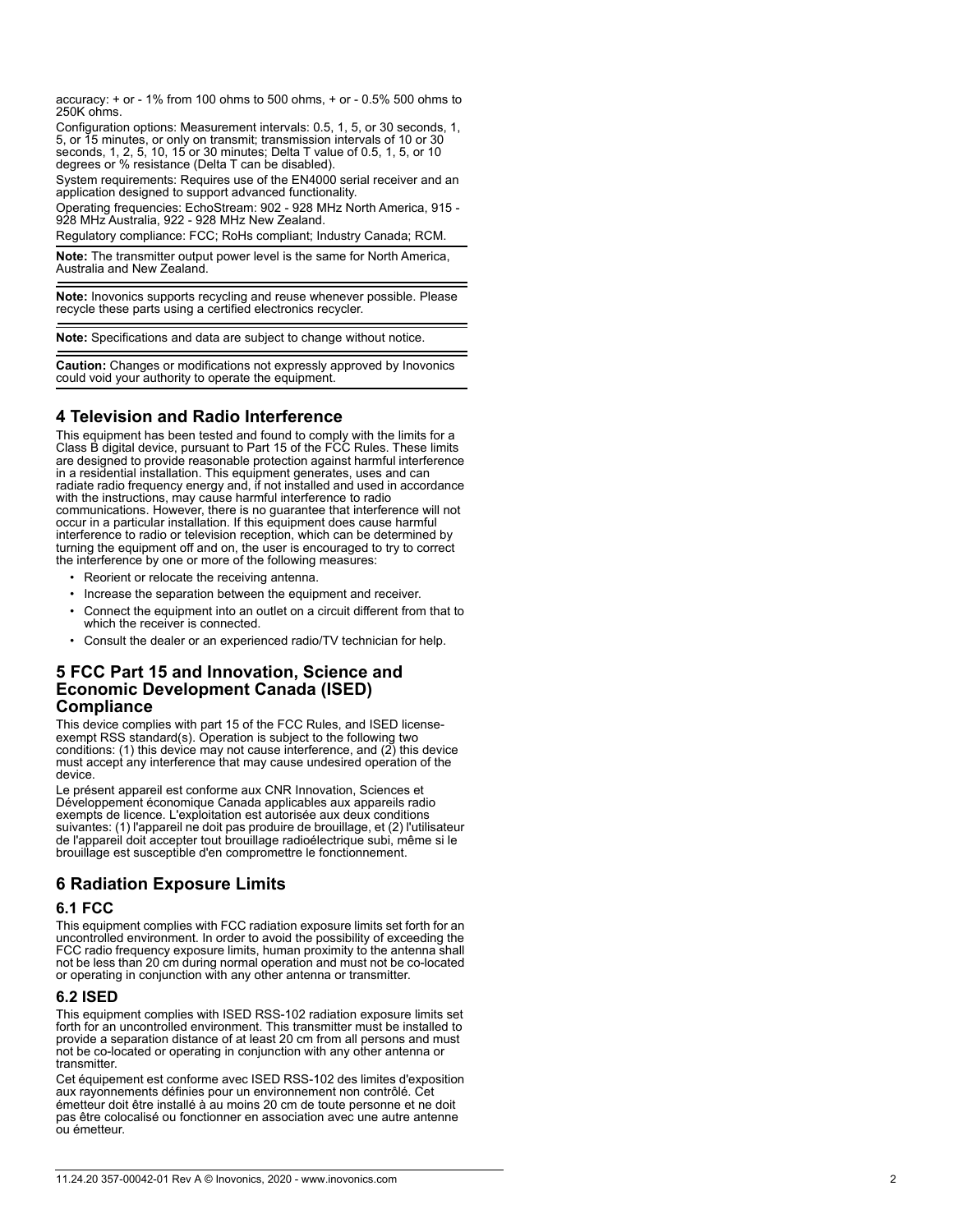accuracy: + or - 1% from 100 ohms to 500 ohms, + or - 0.5% 500 ohms to 250K ohms.

Configuration options: Measurement intervals: 0.5, 1, 5, or 30 seconds, 1, 5, or 15 minutes, or only on transmit; transmission intervals of 10 or 30 seconds, 1, 2, 5, 10, 15 or 30 minutes; Delta T value of 0.5, 1, 5, or 10 degrees or % resistance (Delta T can be disabled).

System requirements: Requires use of the EN4000 serial receiver and an application designed to support advanced functionality.

Operating frequencies: EchoStream: 902 - 928 MHz North America, 915 - 928 MHz Australia, 922 - 928 MHz New Zealand.

Regulatory compliance: FCC; RoHs compliant; Industry Canada; RCM.

**Note:** The transmitter output power level is the same for North America, Australia and New Zealand.

**Note:** Inovonics supports recycling and reuse whenever possible. Please recycle these parts using a certified electronics recycler.

**Note:** Specifications and data are subject to change without notice.

**Caution:** Changes or modifications not expressly approved by Inovonics could void your authority to operate the equipment.

## 4 Television and Radio Interference

This equipment has been tested and found to comply with the limits for a Class B digital device, pursuant to Part 15 of the FCC Rules. These limits are designed to provide reasonable protection against harmful interference in a residential installation. This equipment generates, uses and can radiate radio frequency energy and, if not installed and used in accordance with the instructions, may cause harmful interference to radio communications. However, there is no guarantee that interference will not occur in a particular installation. If this equipment does cause harmful interference to radio or television reception, which can be determined by turning the equipment off and on, the user is encouraged to try to correct the interference by one or more of the following measures:

- Reorient or relocate the receiving antenna.
- Increase the separation between the equipment and receiver.
- Connect the equipment into an outlet on a circuit different from that to which the receiver is connected.
- Consult the dealer or an experienced radio/TV technician for help.

## 5 FCC Part 15 and Innovation, Science and Economic Development Canada (ISED) Compliance

This device complies with part 15 of the FCC Rules, and ISED license-exempt RSS standard(s). Operation is subject to the following two conditions: (1) this device may not cause interference, and (2) this device must accept any interference that may cause undesired operation of the device.

Le présent appareil est conforme aux CNR Innovation, Sciences et Développement économique Canada applicables aux appareils radio exempts de licence. L'exploitation est autorisée aux deux conditions suivantes: (1) l'appareil ne doit pas produire de brouillage, et (2) l'utilisateur de l'appareil doit accepter tout brouillage radioélectrique subi, même si le brouillage est susceptible d'en compromettre le fonctionnement.

## 6 Radiation Exposure Limits

### 6.1 FCC

This equipment complies with FCC radiation exposure limits set forth for an uncontrolled environment. In order to avoid the possibility of exceeding the FCC radio frequency exposure limits, human proximity to the antenna shall not be less than 20 cm during normal operation and must not be co-located or operating in conjunction with any other antenna or transmitter.

### 6.2 ISED

This equipment complies with ISED RSS-102 radiation exposure limits set forth for an uncontrolled environment. This transmitter must be installed to provide a separation distance of at least 20 cm from all persons and must not be co-located or operating in conjunction with any other antenna or transmitter.

Cet équipement est conforme avec ISED RSS-102 des limites d'exposition aux rayonnements définies pour un environnement non contrôlé. Cet émetteur doit être installé à au moins 20 cm de toute personne et ne doit pas être colocalisé ou fonctionner en association avec une autre antenne ou émetteur.